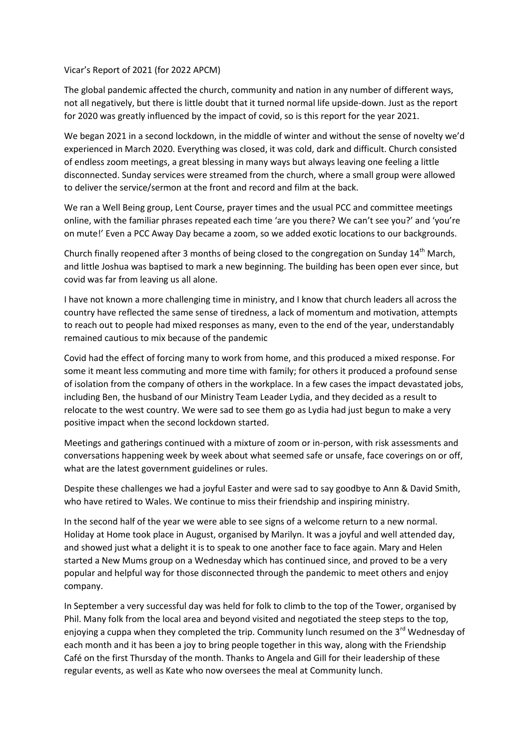Vicar's Report of 2021 (for 2022 APCM)

The global pandemic affected the church, community and nation in any number of different ways, not all negatively, but there is little doubt that it turned normal life upside-down. Just as the report for 2020 was greatly influenced by the impact of covid, so is this report for the year 2021.

We began 2021 in a second lockdown, in the middle of winter and without the sense of novelty we'd experienced in March 2020. Everything was closed, it was cold, dark and difficult. Church consisted of endless zoom meetings, a great blessing in many ways but always leaving one feeling a little disconnected. Sunday services were streamed from the church, where a small group were allowed to deliver the service/sermon at the front and record and film at the back.

We ran a Well Being group, Lent Course, prayer times and the usual PCC and committee meetings online, with the familiar phrases repeated each time 'are you there? We can't see you?' and 'you're on mute!' Even a PCC Away Day became a zoom, so we added exotic locations to our backgrounds.

Church finally reopened after 3 months of being closed to the congregation on Sunday 14th March, and little Joshua was baptised to mark a new beginning. The building has been open ever since, but covid was far from leaving us all alone.

I have not known a more challenging time in ministry, and I know that church leaders all across the country have reflected the same sense of tiredness, a lack of momentum and motivation, attempts to reach out to people had mixed responses as many, even to the end of the year, understandably remained cautious to mix because of the pandemic

Covid had the effect of forcing many to work from home, and this produced a mixed response. For some it meant less commuting and more time with family; for others it produced a profound sense of isolation from the company of others in the workplace. In a few cases the impact devastated jobs, including Ben, the husband of our Ministry Team Leader Lydia, and they decided as a result to relocate to the west country. We were sad to see them go as Lydia had just begun to make a very positive impact when the second lockdown started.

Meetings and gatherings continued with a mixture of zoom or in-person, with risk assessments and conversations happening week by week about what seemed safe or unsafe, face coverings on or off, what are the latest government guidelines or rules.

Despite these challenges we had a joyful Easter and were sad to say goodbye to Ann & David Smith, who have retired to Wales. We continue to miss their friendship and inspiring ministry.

In the second half of the year we were able to see signs of a welcome return to a new normal. Holiday at Home took place in August, organised by Marilyn. It was a joyful and well attended day, and showed just what a delight it is to speak to one another face to face again. Mary and Helen started a New Mums group on a Wednesday which has continued since, and proved to be a very popular and helpful way for those disconnected through the pandemic to meet others and enjoy company.

In September a very successful day was held for folk to climb to the top of the Tower, organised by Phil. Many folk from the local area and beyond visited and negotiated the steep steps to the top, enjoying a cuppa when they completed the trip. Community lunch resumed on the 3rd Wednesday of each month and it has been a joy to bring people together in this way, along with the Friendship Café on the first Thursday of the month. Thanks to Angela and Gill for their leadership of these regular events, as well as Kate who now oversees the meal at Community lunch.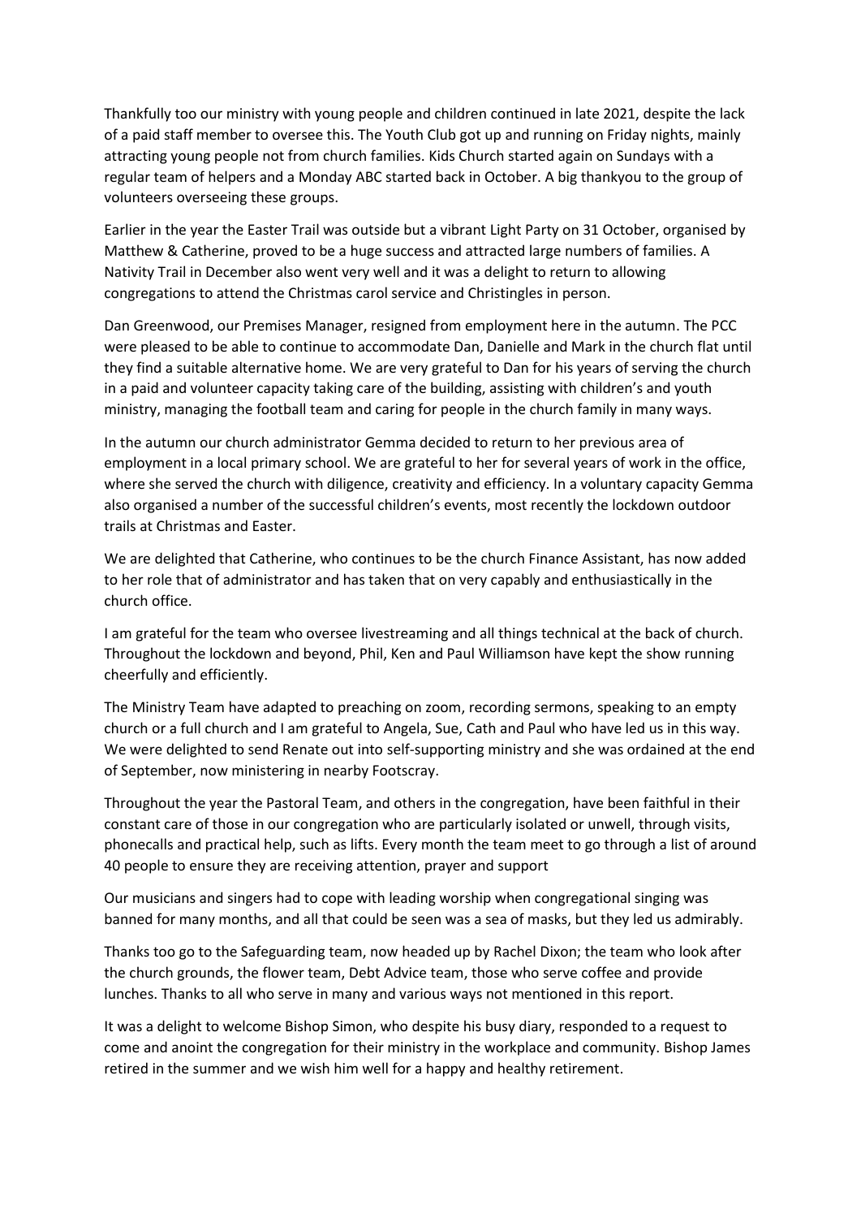Thankfully too our ministry with young people and children continued in late 2021, despite the lack of a paid staff member to oversee this. The Youth Club got up and running on Friday nights, mainly attracting young people not from church families. Kids Church started again on Sundays with a regular team of helpers and a Monday ABC started back in October. A big thankyou to the group of volunteers overseeing these groups.

Earlier in the year the Easter Trail was outside but a vibrant Light Party on 31 October, organised by Matthew & Catherine, proved to be a huge success and attracted large numbers of families. A Nativity Trail in December also went very well and it was a delight to return to allowing congregations to attend the Christmas carol service and Christingles in person.

Dan Greenwood, our Premises Manager, resigned from employment here in the autumn. The PCC were pleased to be able to continue to accommodate Dan, Danielle and Mark in the church flat until they find a suitable alternative home. We are very grateful to Dan for his years of serving the church in a paid and volunteer capacity taking care of the building, assisting with children's and youth ministry, managing the football team and caring for people in the church family in many ways.

In the autumn our church administrator Gemma decided to return to her previous area of employment in a local primary school. We are grateful to her for several years of work in the office, where she served the church with diligence, creativity and efficiency. In a voluntary capacity Gemma also organised a number of the successful children's events, most recently the lockdown outdoor trails at Christmas and Easter.

We are delighted that Catherine, who continues to be the church Finance Assistant, has now added to her role that of administrator and has taken that on very capably and enthusiastically in the church office.

I am grateful for the team who oversee livestreaming and all things technical at the back of church. Throughout the lockdown and beyond, Phil, Ken and Paul Williamson have kept the show running cheerfully and efficiently.

The Ministry Team have adapted to preaching on zoom, recording sermons, speaking to an empty church or a full church and I am grateful to Angela, Sue, Cath and Paul who have led us in this way. We were delighted to send Renate out into self-supporting ministry and she was ordained at the end of September, now ministering in nearby Footscray.

Throughout the year the Pastoral Team, and others in the congregation, have been faithful in their constant care of those in our congregation who are particularly isolated or unwell, through visits, phonecalls and practical help, such as lifts. Every month the team meet to go through a list of around 40 people to ensure they are receiving attention, prayer and support

Our musicians and singers had to cope with leading worship when congregational singing was banned for many months, and all that could be seen was a sea of masks, but they led us admirably.

Thanks too go to the Safeguarding team, now headed up by Rachel Dixon; the team who look after the church grounds, the flower team, Debt Advice team, those who serve coffee and provide lunches. Thanks to all who serve in many and various ways not mentioned in this report.

It was a delight to welcome Bishop Simon, who despite his busy diary, responded to a request to come and anoint the congregation for their ministry in the workplace and community. Bishop James retired in the summer and we wish him well for a happy and healthy retirement.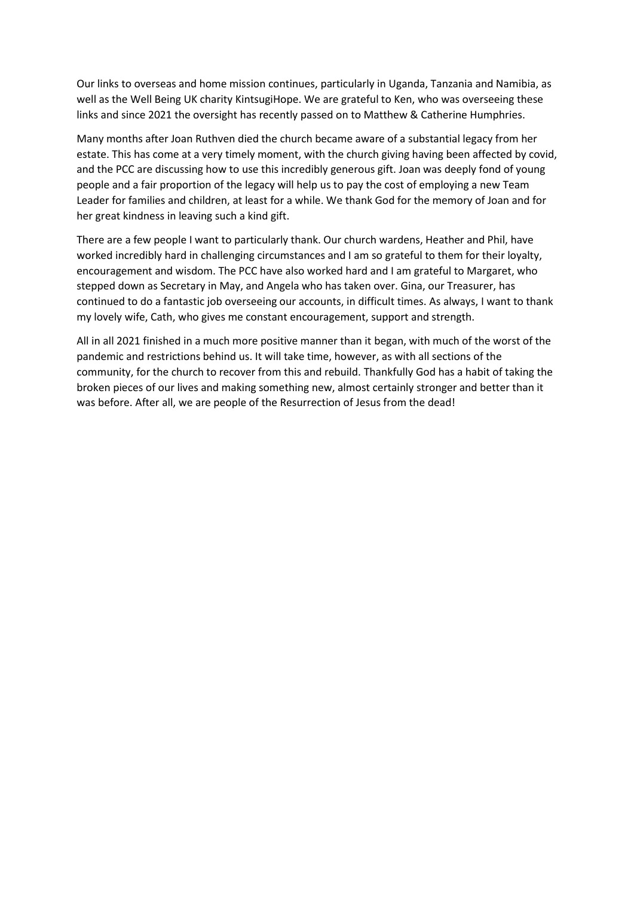Our links to overseas and home mission continues, particularly in Uganda, Tanzania and Namibia, as well as the Well Being UK charity KintsugiHope. We are grateful to Ken, who was overseeing these links and since 2021 the oversight has recently passed on to Matthew & Catherine Humphries.

Many months after Joan Ruthven died the church became aware of a substantial legacy from her estate. This has come at a very timely moment, with the church giving having been affected by covid, and the PCC are discussing how to use this incredibly generous gift. Joan was deeply fond of young people and a fair proportion of the legacy will help us to pay the cost of employing a new Team Leader for families and children, at least for a while. We thank God for the memory of Joan and for her great kindness in leaving such a kind gift.

There are a few people I want to particularly thank. Our church wardens, Heather and Phil, have worked incredibly hard in challenging circumstances and I am so grateful to them for their loyalty, encouragement and wisdom. The PCC have also worked hard and I am grateful to Margaret, who stepped down as Secretary in May, and Angela who has taken over. Gina, our Treasurer, has continued to do a fantastic job overseeing our accounts, in difficult times. As always, I want to thank my lovely wife, Cath, who gives me constant encouragement, support and strength.

All in all 2021 finished in a much more positive manner than it began, with much of the worst of the pandemic and restrictions behind us. It will take time, however, as with all sections of the community, for the church to recover from this and rebuild. Thankfully God has a habit of taking the broken pieces of our lives and making something new, almost certainly stronger and better than it was before. After all, we are people of the Resurrection of Jesus from the dead!